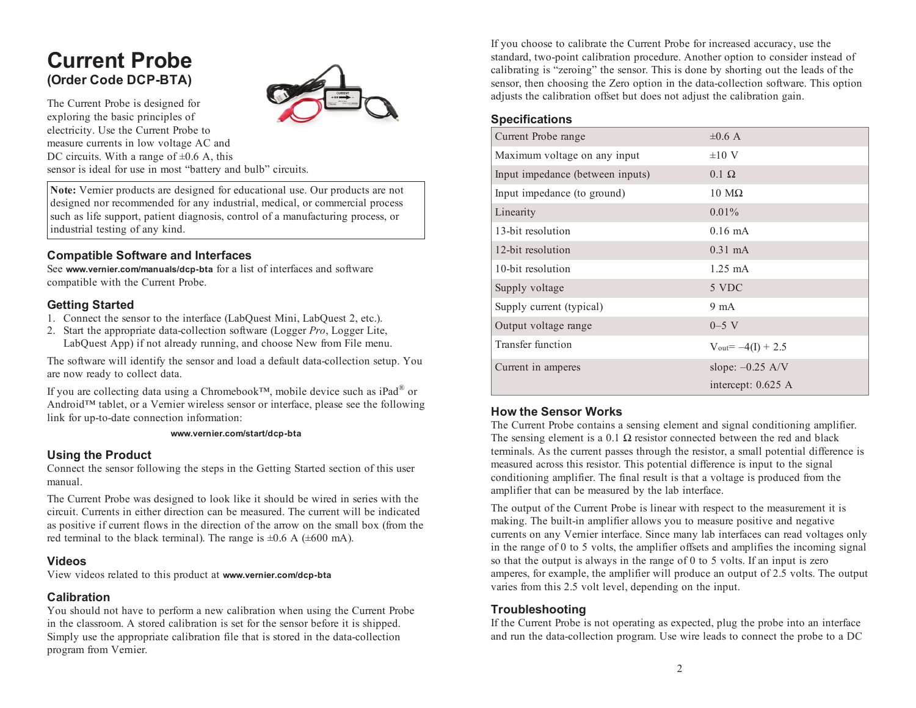# Current Probe

## (Order Code DCP-BTA)

The Current Probe is designed for exploring the basic principles of electricity. Use the Current Probe to measure currents in low voltage AC and DC circuits. With a range of ±0.6 A, this sensor is ideal for use in most "battery and bulb" circuits.

> **Note:** Vernier products are designed for educational use. Our products are not designed nor recommended for any industrial, medical, or commercial process such as life support, patient diagnosis, control of a manufacturing process, or industrial testing of any kind.

### Compatible Software and Interfaces

See **www.vernier.com/manuals/dcp-bta** for a list of interfaces and software compatible with the Current Probe.

### Getting Started

1. Connect the sensor to the interface (LabQuest Mini, LabQuest 2, etc.).
2. Start the appropriate data-collection software (Logger *Pro*, Logger Lite, LabQuest App) if not already running, and choose New from File menu.

The software will identify the sensor and load a default data-collection setup. You are now ready to collect data.

If you are collecting data using a Chromebook™, mobile device such as iPad® or Android™ tablet, or a Vernier wireless sensor or interface, please see the following link for up-to-date connection information:

**www.vernier.com/start/dcp-bta**

### Using the Product

Connect the sensor following the steps in the Getting Started section of this user manual.

The Current Probe was designed to look like it should be wired in series with the circuit. Currents in either direction can be measured. The current will be indicated as positive if current flows in the direction of the arrow on the small box (from the red terminal to the black terminal). The range is ±0.6 A (±600 mA).

### Videos

View videos related to this product at **www.vernier.com/dcp-bta**

### Calibration

You should not have to perform a new calibration when using the Current Probe in the classroom. A stored calibration is set for the sensor before it is shipped. Simply use the appropriate calibration file that is stored in the data-collection program from Vernier.

If you choose to calibrate the Current Probe for increased accuracy, use the standard, two-point calibration procedure. Another option to consider instead of calibrating is "zeroing" the sensor. This is done by shorting out the leads of the sensor, then choosing the Zero option in the data-collection software. This option adjusts the calibration offset but does not adjust the calibration gain.

### Specifications

| | |
|---|---|
| Current Probe range | ±0.6 A |
| Maximum voltage on any input | ±10 V |
| Input impedance (between inputs) | 0.1 Ω |
| Input impedance (to ground) | 10 MΩ |
| Linearity | 0.01% |
| 13-bit resolution | 0.16 mA |
| 12-bit resolution | 0.31 mA |
| 10-bit resolution | 1.25 mA |
| Supply voltage | 5 VDC |
| Supply current (typical) | 9 mA |
| Output voltage range | 0–5 V |
| Transfer function | $V_{out} = -4(I) + 2.5$ |
| Current in amperes | slope: –0.25 A/V<br>intercept: 0.625 A |

### How the Sensor Works

The Current Probe contains a sensing element and signal conditioning amplifier. The sensing element is a 0.1 Ω resistor connected between the red and black terminals. As the current passes through the resistor, a small potential difference is measured across this resistor. This potential difference is input to the signal conditioning amplifier. The final result is that a voltage is produced from the amplifier that can be measured by the lab interface.

The output of the Current Probe is linear with respect to the measurement it is making. The built-in amplifier allows you to measure positive and negative currents on any Vernier interface. Since many lab interfaces can read voltages only in the range of 0 to 5 volts, the amplifier offsets and amplifies the incoming signal so that the output is always in the range of 0 to 5 volts. If an input is zero amperes, for example, the amplifier will produce an output of 2.5 volts. The output varies from this 2.5 volt level, depending on the input.

### Troubleshooting

If the Current Probe is not operating as expected, plug the probe into an interface and run the data-collection program. Use wire leads to connect the probe to a DC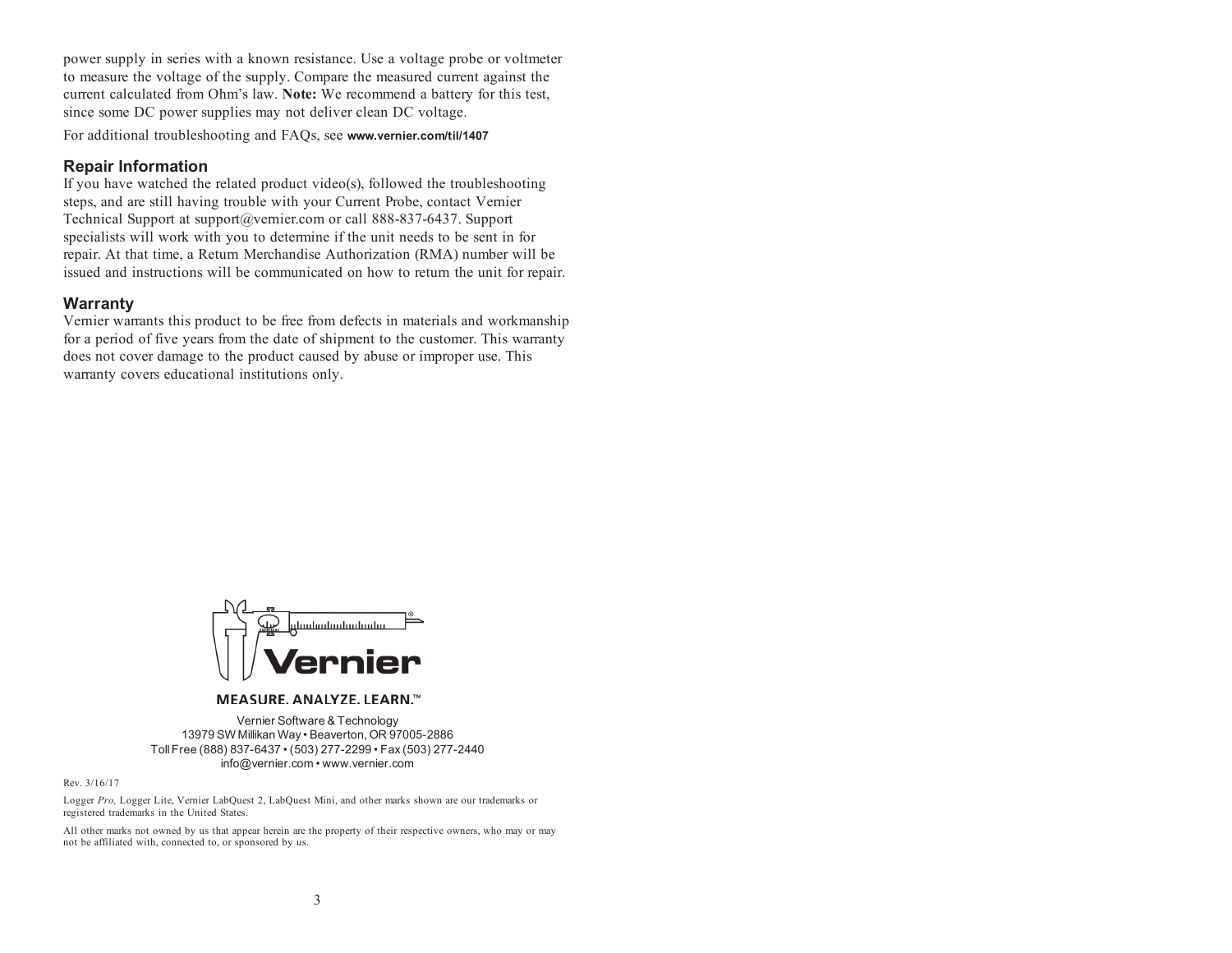power supply in series with a known resistance. Use a voltage probe or voltmeter to measure the voltage of the supply. Compare the measured current against the current calculated from Ohm's law. **Note:** We recommend a battery for this test, since some DC power supplies may not deliver clean DC voltage.

For additional troubleshooting and FAQs, see **www.vernier.com/til/1407**

## Repair Information

If you have watched the related product video(s), followed the troubleshooting steps, and are still having trouble with your Current Probe, contact Vernier Technical Support at support@vernier.com or call 888-837-6437. Support specialists will work with you to determine if the unit needs to be sent in for repair. At that time, a Return Merchandise Authorization (RMA) number will be issued and instructions will be communicated on how to return the unit for repair.

## Warranty

Vernier warrants this product to be free from defects in materials and workmanship for a period of five years from the date of shipment to the customer. This warranty does not cover damage to the product caused by abuse or improper use. This warranty covers educational institutions only.

Vernier

MEASURE. ANALYZE. LEARN.™

Vernier Software & Technology
13979 SW Millikan Way • Beaverton, OR 97005-2886
Toll Free (888) 837-6437 • (503) 277-2299 • Fax (503) 277-2440
info@vernier.com • www.vernier.com

Rev. 3/16/17

Logger *Pro,* Logger Lite, Vernier LabQuest 2, LabQuest Mini, and other marks shown are our trademarks or registered trademarks in the United States.

All other marks not owned by us that appear herein are the property of their respective owners, who may or may not be affiliated with, connected to, or sponsored by us.